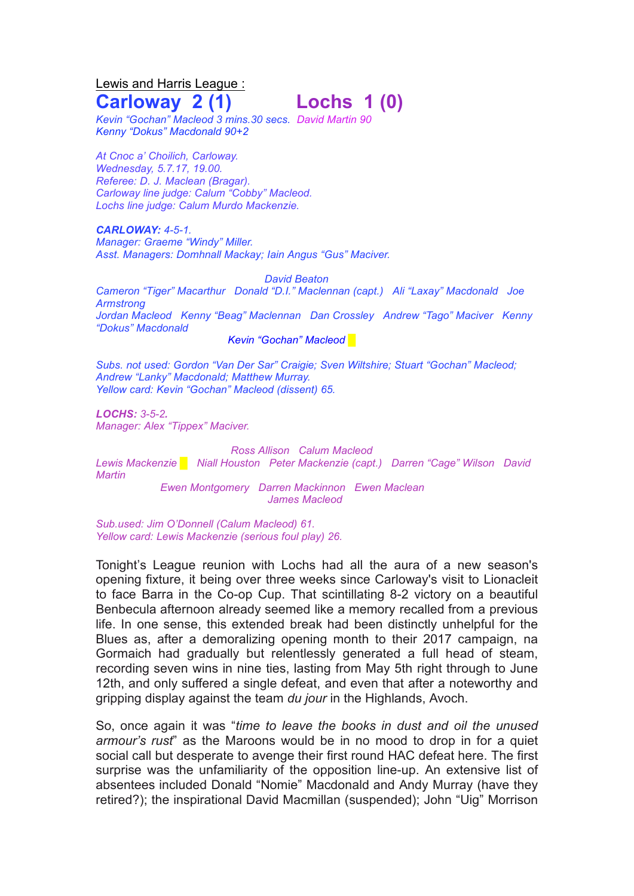Lewis and Harris League :

## Carloway 2 (1) Lochs 1 (0)

*Kevin "Gochan" Macleod 3 mins.30 secs.* *David Martin 90*
*Kenny "Dokus" Macdonald 90+2*

*At Cnoc a' Choilich, Carloway.*
*Wednesday, 5.7.17, 19.00.*
*Referee: D. J. Maclean (Bragar).*
*Carloway line judge: Calum "Cobby" Macleod.*
*Lochs line judge: Calum Murdo Mackenzie.*

***CARLOWAY:** 4-5-1.*
*Manager: Graeme "Windy" Miller.*
*Asst. Managers: Domhnall Mackay; Iain Angus "Gus" Maciver.*

*David Beaton*
*Cameron "Tiger" Macarthur Donald "D.I." Maclennan (capt.) Ali "Laxay" Macdonald Joe Armstrong*
*Jordan Macleod Kenny "Beag" Maclennan Dan Crossley Andrew "Tago" Maciver Kenny "Dokus" Macdonald*
*Kevin "Gochan" Macleod*

*Subs. not used: Gordon "Van Der Sar" Craigie; Sven Wiltshire; Stuart "Gochan" Macleod; Andrew "Lanky" Macdonald; Matthew Murray.*
*Yellow card: Kevin "Gochan" Macleod (dissent) 65.*

***LOCHS:** 3-5-2.*
*Manager: Alex "Tippex" Maciver.*

*Ross Allison Calum Macleod*
*Lewis Mackenzie Niall Houston Peter Mackenzie (capt.) Darren "Cage" Wilson David Martin*
*Ewen Montgomery Darren Mackinnon Ewen Maclean*
*James Macleod*

*Sub.used: Jim O'Donnell (Calum Macleod) 61.*
*Yellow card: Lewis Mackenzie (serious foul play) 26.*

Tonight's League reunion with Lochs had all the aura of a new season's opening fixture, it being over three weeks since Carloway's visit to Lionacleit to face Barra in the Co-op Cup. That scintillating 8-2 victory on a beautiful Benbecula afternoon already seemed like a memory recalled from a previous life. In one sense, this extended break had been distinctly unhelpful for the Blues as, after a demoralizing opening month to their 2017 campaign, na Gormaich had gradually but relentlessly generated a full head of steam, recording seven wins in nine ties, lasting from May 5th right through to June 12th, and only suffered a single defeat, and even that after a noteworthy and gripping display against the team *du jour* in the Highlands, Avoch.

So, once again it was "*time to leave the books in dust and oil the unused armour's rust*" as the Maroons would be in no mood to drop in for a quiet social call but desperate to avenge their first round HAC defeat here. The first surprise was the unfamiliarity of the opposition line-up. An extensive list of absentees included Donald "Nomie" Macdonald and Andy Murray (have they retired?); the inspirational David Macmillan (suspended); John "Uig" Morrison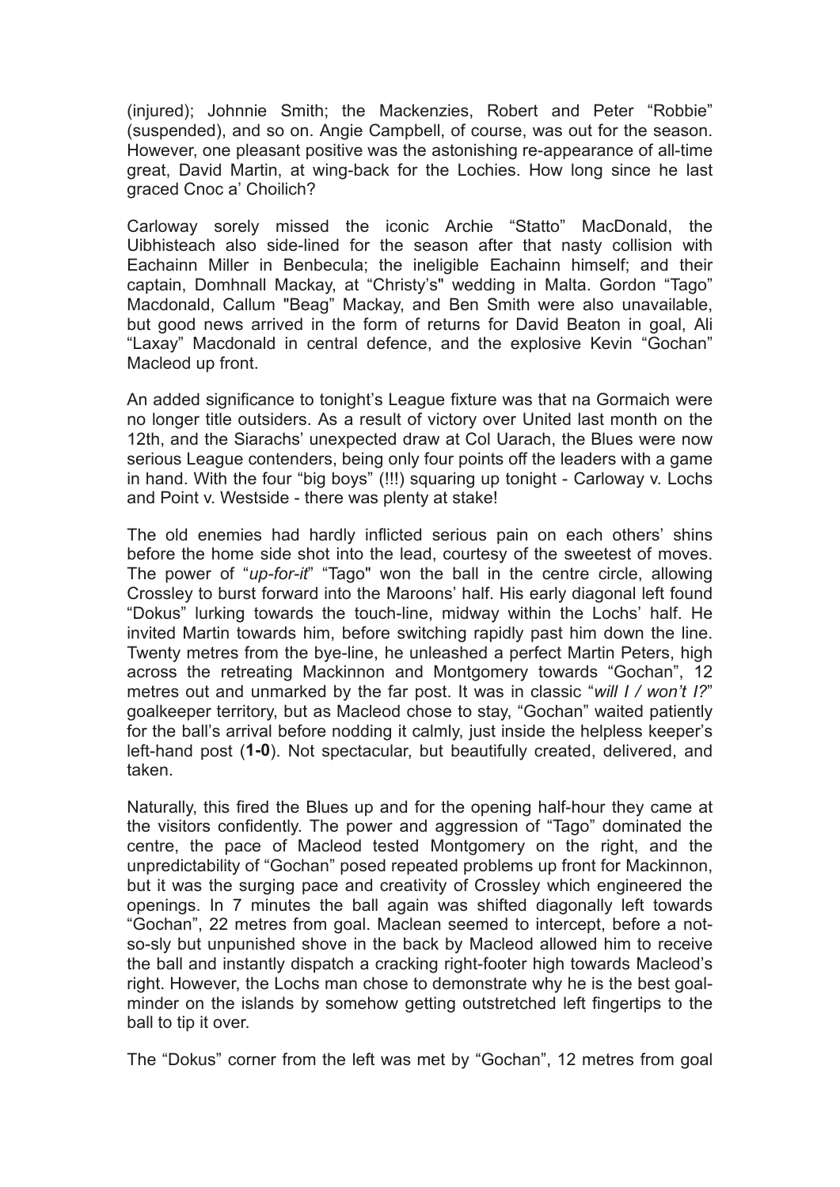(injured); Johnnie Smith; the Mackenzies, Robert and Peter "Robbie" (suspended), and so on. Angie Campbell, of course, was out for the season. However, one pleasant positive was the astonishing re-appearance of all-time great, David Martin, at wing-back for the Lochies. How long since he last graced Cnoc a' Choilich?

Carloway sorely missed the iconic Archie "Statto" MacDonald, the Uibhisteach also side-lined for the season after that nasty collision with Eachainn Miller in Benbecula; the ineligible Eachainn himself; and their captain, Domhnall Mackay, at "Christy's" wedding in Malta. Gordon "Tago" Macdonald, Callum "Beag" Mackay, and Ben Smith were also unavailable, but good news arrived in the form of returns for David Beaton in goal, Ali "Laxay" Macdonald in central defence, and the explosive Kevin "Gochan" Macleod up front.

An added significance to tonight's League fixture was that na Gormaich were no longer title outsiders. As a result of victory over United last month on the 12th, and the Siarachs' unexpected draw at Col Uarach, the Blues were now serious League contenders, being only four points off the leaders with a game in hand. With the four "big boys" (!!!) squaring up tonight - Carloway v. Lochs and Point v. Westside - there was plenty at stake!

The old enemies had hardly inflicted serious pain on each others' shins before the home side shot into the lead, courtesy of the sweetest of moves. The power of "*up-for-it*" "Tago" won the ball in the centre circle, allowing Crossley to burst forward into the Maroons' half. His early diagonal left found "Dokus" lurking towards the touch-line, midway within the Lochs' half. He invited Martin towards him, before switching rapidly past him down the line. Twenty metres from the bye-line, he unleashed a perfect Martin Peters, high across the retreating Mackinnon and Montgomery towards "Gochan", 12 metres out and unmarked by the far post. It was in classic "*will I / won't I?*" goalkeeper territory, but as Macleod chose to stay, "Gochan" waited patiently for the ball's arrival before nodding it calmly, just inside the helpless keeper's left-hand post (**1-0**). Not spectacular, but beautifully created, delivered, and taken.

Naturally, this fired the Blues up and for the opening half-hour they came at the visitors confidently. The power and aggression of "Tago" dominated the centre, the pace of Macleod tested Montgomery on the right, and the unpredictability of "Gochan" posed repeated problems up front for Mackinnon, but it was the surging pace and creativity of Crossley which engineered the openings. In 7 minutes the ball again was shifted diagonally left towards "Gochan", 22 metres from goal. Maclean seemed to intercept, before a not-so-sly but unpunished shove in the back by Macleod allowed him to receive the ball and instantly dispatch a cracking right-footer high towards Macleod's right. However, the Lochs man chose to demonstrate why he is the best goal-minder on the islands by somehow getting outstretched left fingertips to the ball to tip it over.

The "Dokus" corner from the left was met by "Gochan", 12 metres from goal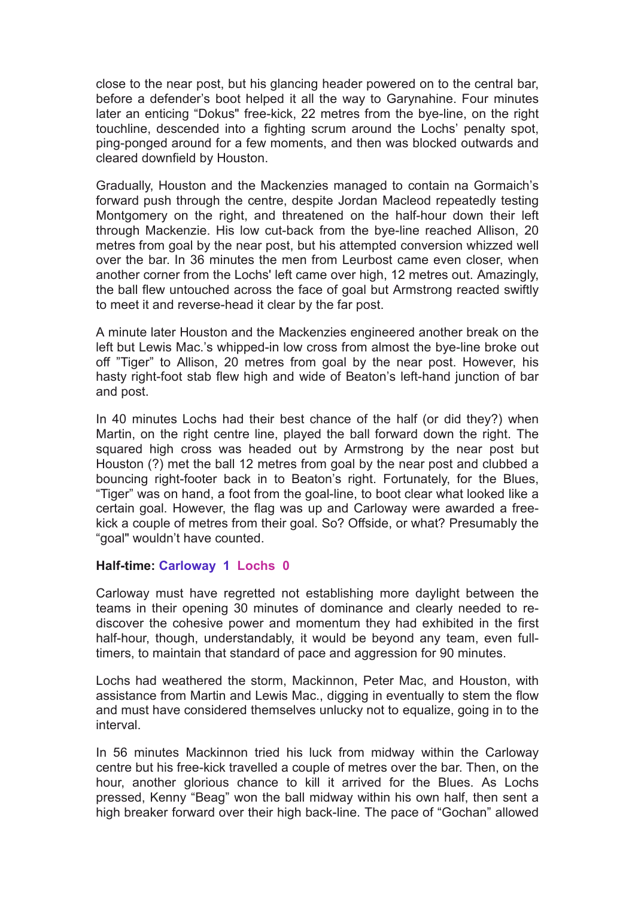close to the near post, but his glancing header powered on to the central bar, before a defender's boot helped it all the way to Garynahine. Four minutes later an enticing "Dokus" free-kick, 22 metres from the bye-line, on the right touchline, descended into a fighting scrum around the Lochs' penalty spot, ping-ponged around for a few moments, and then was blocked outwards and cleared downfield by Houston.

Gradually, Houston and the Mackenzies managed to contain na Gormaich's forward push through the centre, despite Jordan Macleod repeatedly testing Montgomery on the right, and threatened on the half-hour down their left through Mackenzie. His low cut-back from the bye-line reached Allison, 20 metres from goal by the near post, but his attempted conversion whizzed well over the bar. In 36 minutes the men from Leurbost came even closer, when another corner from the Lochs' left came over high, 12 metres out. Amazingly, the ball flew untouched across the face of goal but Armstrong reacted swiftly to meet it and reverse-head it clear by the far post.

A minute later Houston and the Mackenzies engineered another break on the left but Lewis Mac.'s whipped-in low cross from almost the bye-line broke out off "Tiger" to Allison, 20 metres from goal by the near post. However, his hasty right-foot stab flew high and wide of Beaton's left-hand junction of bar and post.

In 40 minutes Lochs had their best chance of the half (or did they?) when Martin, on the right centre line, played the ball forward down the right. The squared high cross was headed out by Armstrong by the near post but Houston (?) met the ball 12 metres from goal by the near post and clubbed a bouncing right-footer back in to Beaton's right. Fortunately, for the Blues, "Tiger" was on hand, a foot from the goal-line, to boot clear what looked like a certain goal. However, the flag was up and Carloway were awarded a free-kick a couple of metres from their goal. So? Offside, or what? Presumably the "goal" wouldn't have counted.

**Half-time: Carloway 1 Lochs 0**

Carloway must have regretted not establishing more daylight between the teams in their opening 30 minutes of dominance and clearly needed to re-discover the cohesive power and momentum they had exhibited in the first half-hour, though, understandably, it would be beyond any team, even full-timers, to maintain that standard of pace and aggression for 90 minutes.

Lochs had weathered the storm, Mackinnon, Peter Mac, and Houston, with assistance from Martin and Lewis Mac., digging in eventually to stem the flow and must have considered themselves unlucky not to equalize, going in to the interval.

In 56 minutes Mackinnon tried his luck from midway within the Carloway centre but his free-kick travelled a couple of metres over the bar. Then, on the hour, another glorious chance to kill it arrived for the Blues. As Lochs pressed, Kenny "Beag" won the ball midway within his own half, then sent a high breaker forward over their high back-line. The pace of "Gochan" allowed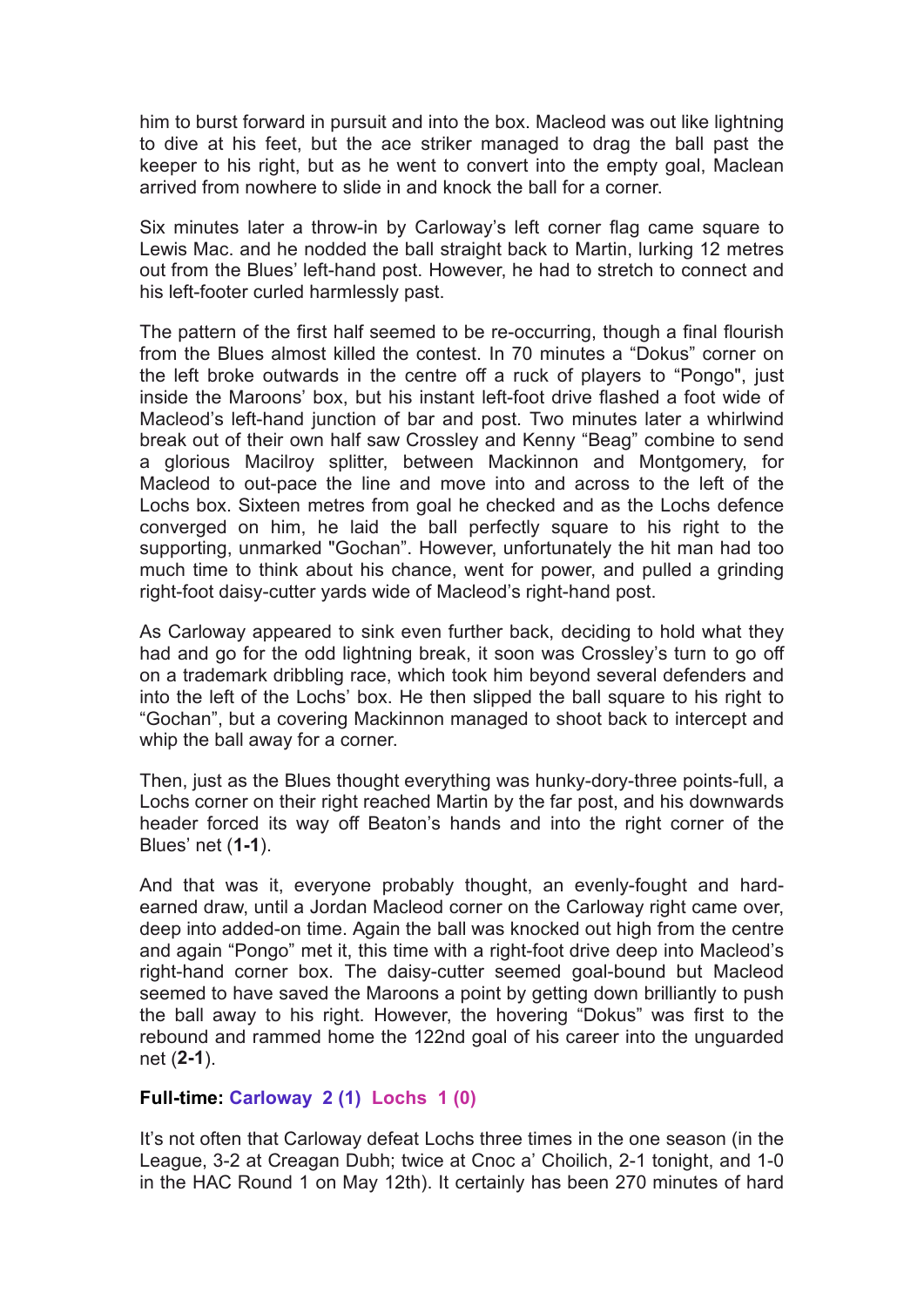him to burst forward in pursuit and into the box. Macleod was out like lightning to dive at his feet, but the ace striker managed to drag the ball past the keeper to his right, but as he went to convert into the empty goal, Maclean arrived from nowhere to slide in and knock the ball for a corner.

Six minutes later a throw-in by Carloway's left corner flag came square to Lewis Mac. and he nodded the ball straight back to Martin, lurking 12 metres out from the Blues' left-hand post. However, he had to stretch to connect and his left-footer curled harmlessly past.

The pattern of the first half seemed to be re-occurring, though a final flourish from the Blues almost killed the contest. In 70 minutes a "Dokus" corner on the left broke outwards in the centre off a ruck of players to "Pongo", just inside the Maroons' box, but his instant left-foot drive flashed a foot wide of Macleod's left-hand junction of bar and post. Two minutes later a whirlwind break out of their own half saw Crossley and Kenny "Beag" combine to send a glorious Macilroy splitter, between Mackinnon and Montgomery, for Macleod to out-pace the line and move into and across to the left of the Lochs box. Sixteen metres from goal he checked and as the Lochs defence converged on him, he laid the ball perfectly square to his right to the supporting, unmarked "Gochan". However, unfortunately the hit man had too much time to think about his chance, went for power, and pulled a grinding right-foot daisy-cutter yards wide of Macleod's right-hand post.

As Carloway appeared to sink even further back, deciding to hold what they had and go for the odd lightning break, it soon was Crossley's turn to go off on a trademark dribbling race, which took him beyond several defenders and into the left of the Lochs' box. He then slipped the ball square to his right to "Gochan", but a covering Mackinnon managed to shoot back to intercept and whip the ball away for a corner.

Then, just as the Blues thought everything was hunky-dory-three points-full, a Lochs corner on their right reached Martin by the far post, and his downwards header forced its way off Beaton's hands and into the right corner of the Blues' net (**1-1**).

And that was it, everyone probably thought, an evenly-fought and hard-earned draw, until a Jordan Macleod corner on the Carloway right came over, deep into added-on time. Again the ball was knocked out high from the centre and again "Pongo" met it, this time with a right-foot drive deep into Macleod's right-hand corner box. The daisy-cutter seemed goal-bound but Macleod seemed to have saved the Maroons a point by getting down brilliantly to push the ball away to his right. However, the hovering "Dokus" was first to the rebound and rammed home the 122nd goal of his career into the unguarded net (**2-1**).

**Full-time: Carloway 2 (1) Lochs 1 (0)**

It's not often that Carloway defeat Lochs three times in the one season (in the League, 3-2 at Creagan Dubh; twice at Cnoc a' Choilich, 2-1 tonight, and 1-0 in the HAC Round 1 on May 12th). It certainly has been 270 minutes of hard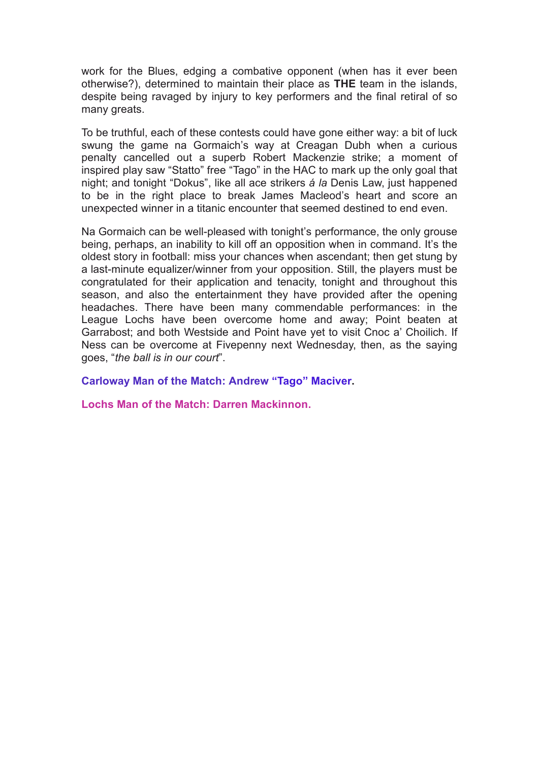work for the Blues, edging a combative opponent (when has it ever been otherwise?), determined to maintain their place as **THE** team in the islands, despite being ravaged by injury to key performers and the final retiral of so many greats.

To be truthful, each of these contests could have gone either way: a bit of luck swung the game na Gormaich's way at Creagan Dubh when a curious penalty cancelled out a superb Robert Mackenzie strike; a moment of inspired play saw "Statto" free "Tago" in the HAC to mark up the only goal that night; and tonight "Dokus", like all ace strikers *á la* Denis Law, just happened to be in the right place to break James Macleod's heart and score an unexpected winner in a titanic encounter that seemed destined to end even.

Na Gormaich can be well-pleased with tonight's performance, the only grouse being, perhaps, an inability to kill off an opposition when in command. It's the oldest story in football: miss your chances when ascendant; then get stung by a last-minute equalizer/winner from your opposition. Still, the players must be congratulated for their application and tenacity, tonight and throughout this season, and also the entertainment they have provided after the opening headaches. There have been many commendable performances: in the League Lochs have been overcome home and away; Point beaten at Garrabost; and both Westside and Point have yet to visit Cnoc a' Choilich. If Ness can be overcome at Fivepenny next Wednesday, then, as the saying goes, "*the ball is in our court*".

**Carloway Man of the Match: Andrew "Tago" Maciver.**

**Lochs Man of the Match: Darren Mackinnon.**